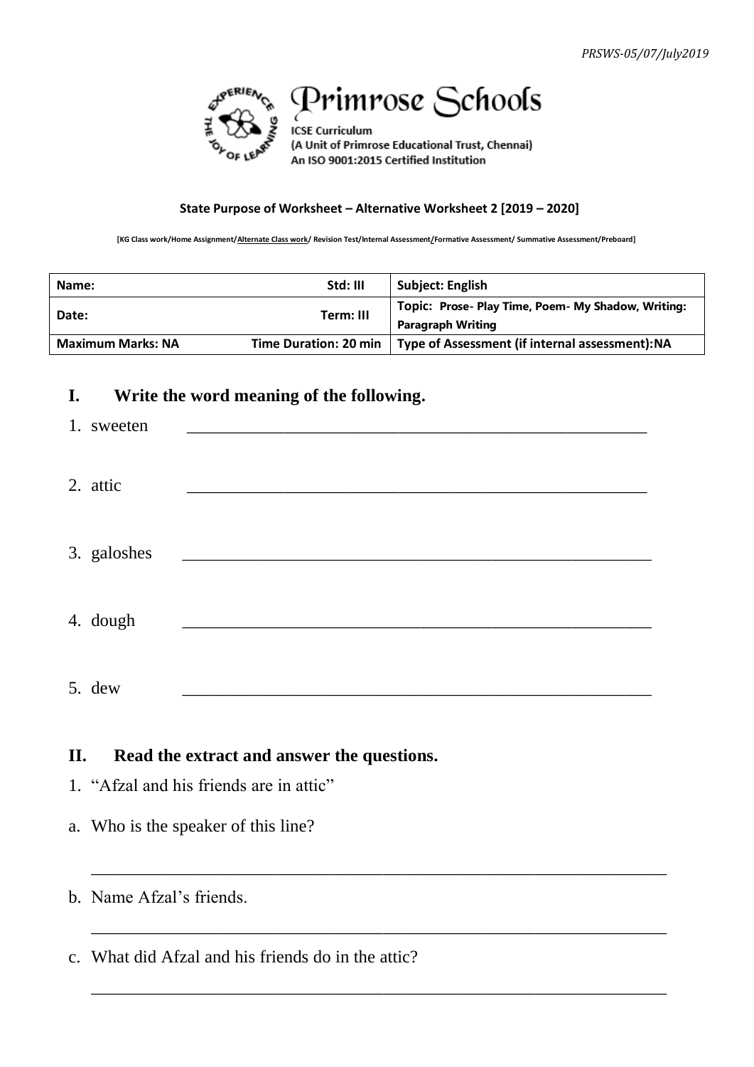*PRSWS-05/07/July2019*

# Primrose Schools

ICSE Curriculum
(A Unit of Primrose Educational Trust, Chennai)
An ISO 9001:2015 Certified Institution

**State Purpose of Worksheet – Alternative Worksheet 2 [2019 – 2020]**

**[KG Class work/Home Assignment/Alternate Class work/ Revision Test/Internal Assessment/Formative Assessment/ Summative Assessment/Preboard]**

| Name: | Std: III | Subject: English |
|---|---|---|
| Date: | Term: III | Topic: Prose- Play Time, Poem- My Shadow, Writing: Paragraph Writing |
| Maximum Marks: NA | Time Duration: 20 min | Type of Assessment (if internal assessment):NA |

## I. Write the word meaning of the following.

1. sweeten \_\_\_\_\_\_\_\_\_\_\_\_\_\_\_\_\_\_\_\_\_\_\_\_\_\_\_\_\_\_\_\_\_\_\_\_\_\_\_\_\_\_\_\_\_\_\_\_

2. attic \_\_\_\_\_\_\_\_\_\_\_\_\_\_\_\_\_\_\_\_\_\_\_\_\_\_\_\_\_\_\_\_\_\_\_\_\_\_\_\_\_\_\_\_\_\_\_\_

3. galoshes \_\_\_\_\_\_\_\_\_\_\_\_\_\_\_\_\_\_\_\_\_\_\_\_\_\_\_\_\_\_\_\_\_\_\_\_\_\_\_\_\_\_\_\_\_\_\_\_

4. dough \_\_\_\_\_\_\_\_\_\_\_\_\_\_\_\_\_\_\_\_\_\_\_\_\_\_\_\_\_\_\_\_\_\_\_\_\_\_\_\_\_\_\_\_\_\_\_\_

5. dew \_\_\_\_\_\_\_\_\_\_\_\_\_\_\_\_\_\_\_\_\_\_\_\_\_\_\_\_\_\_\_\_\_\_\_\_\_\_\_\_\_\_\_\_\_\_\_\_

## II. Read the extract and answer the questions.

1. "Afzal and his friends are in attic"

a. Who is the speaker of this line?

\_\_\_\_\_\_\_\_\_\_\_\_\_\_\_\_\_\_\_\_\_\_\_\_\_\_\_\_\_\_\_\_\_\_\_\_\_\_\_\_\_\_\_\_\_\_\_\_\_\_\_\_\_\_

b. Name Afzal's friends.

\_\_\_\_\_\_\_\_\_\_\_\_\_\_\_\_\_\_\_\_\_\_\_\_\_\_\_\_\_\_\_\_\_\_\_\_\_\_\_\_\_\_\_\_\_\_\_\_\_\_\_\_\_\_

c. What did Afzal and his friends do in the attic?

\_\_\_\_\_\_\_\_\_\_\_\_\_\_\_\_\_\_\_\_\_\_\_\_\_\_\_\_\_\_\_\_\_\_\_\_\_\_\_\_\_\_\_\_\_\_\_\_\_\_\_\_\_\_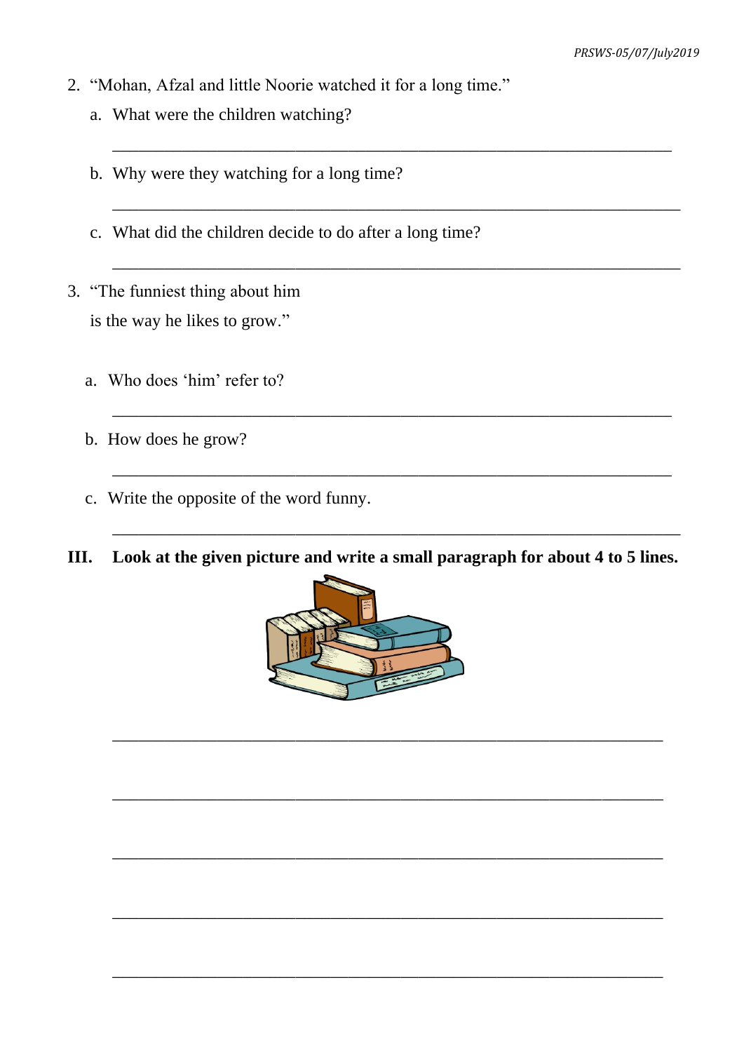2. "Mohan, Afzal and little Noorie watched it for a long time."
   a. What were the children watching?

   ______________________________________________________________

   b. Why were they watching for a long time?

   ______________________________________________________________

   c. What did the children decide to do after a long time?

   ______________________________________________________________

3. "The funniest thing about him
   is the way he likes to grow."

   a. Who does 'him' refer to?

   ______________________________________________________________

   b. How does he grow?

   ______________________________________________________________

   c. Write the opposite of the word funny.

   ______________________________________________________________

**III. Look at the given picture and write a small paragraph for about 4 to 5 lines.**

______________________________________________________________

______________________________________________________________

______________________________________________________________

______________________________________________________________

______________________________________________________________